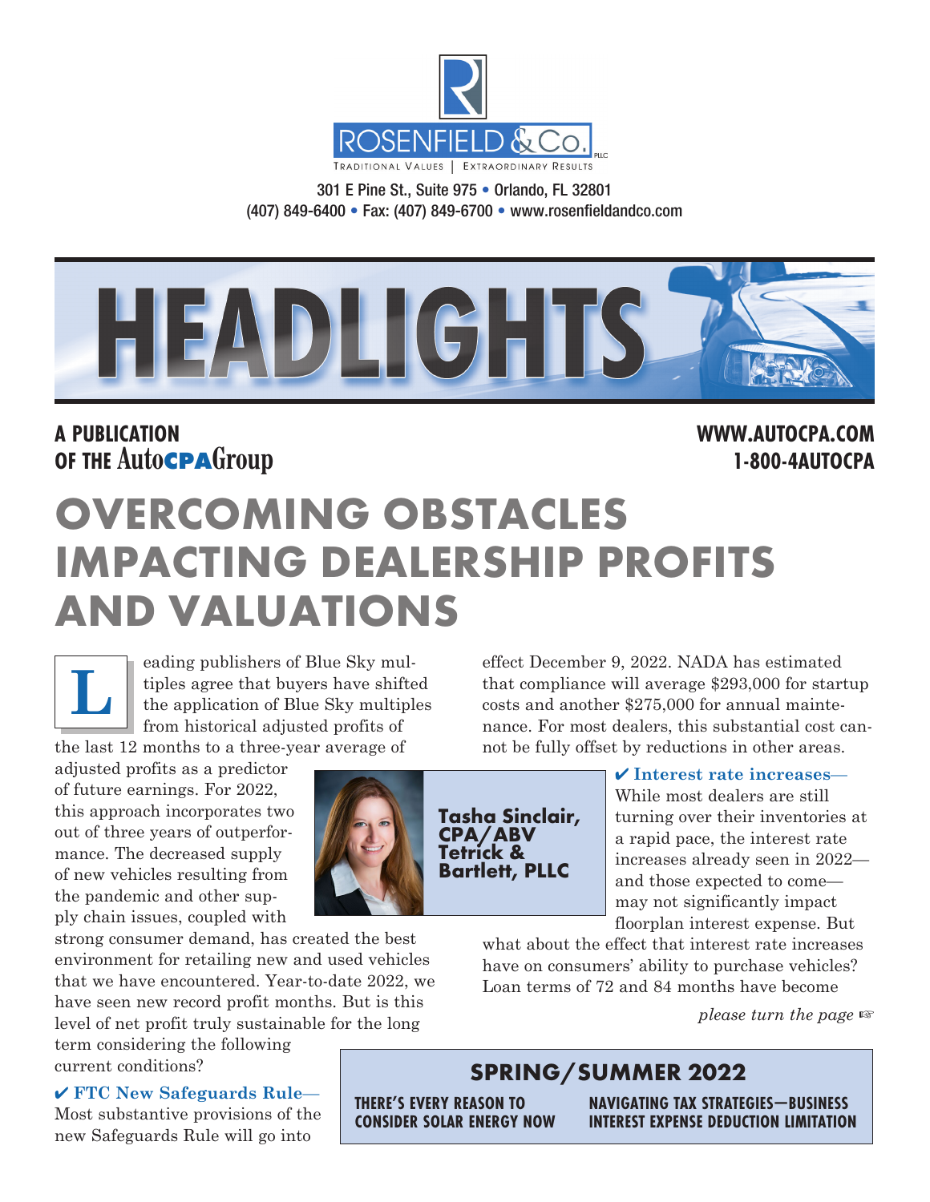ROSENFIELD & Co. PLLC

TRADITIONAL VALUES | EXTRAORDINARY RESULTS

301 E Pine St., Suite 975 • Orlando, FL 32801
(407) 849-6400 • Fax: (407) 849-6700 • www.rosenfieldandco.com

# HEADLIGHTS

**A PUBLICATION OF THE AutoCPAGroup**

**WWW.AUTOCPA.COM**
**1-800-4AUTOCPA**

# OVERCOMING OBSTACLES IMPACTING DEALERSHIP PROFITS AND VALUATIONS

**Tasha Sinclair, CPA/ABV**
**Tetrick & Bartlett, PLLC**

Leading publishers of Blue Sky multiples agree that buyers have shifted the application of Blue Sky multiples from historical adjusted profits of the last 12 months to a three-year average of adjusted profits as a predictor of future earnings. For 2022, this approach incorporates two out of three years of outperformance. The decreased supply of new vehicles resulting from the pandemic and other supply chain issues, coupled with strong consumer demand, has created the best environment for retailing new and used vehicles that we have encountered. Year-to-date 2022, we have seen new record profit months. But is this level of net profit truly sustainable for the long term considering the following current conditions?

✔ **FTC New Safeguards Rule—** Most substantive provisions of the new Safeguards Rule will go into effect December 9, 2022. NADA has estimated that compliance will average $293,000 for startup costs and another $275,000 for annual maintenance. For most dealers, this substantial cost cannot be fully offset by reductions in other areas.

✔ **Interest rate increases—** While most dealers are still turning over their inventories at a rapid pace, the interest rate increases already seen in 2022—and those expected to come—may not significantly impact floorplan interest expense. But what about the effect that interest rate increases have on consumers' ability to purchase vehicles? Loan terms of 72 and 84 months have become

*please turn the page* ☞

## SPRING/SUMMER 2022

**THERE'S EVERY REASON TO CONSIDER SOLAR ENERGY NOW**

**NAVIGATING TAX STRATEGIES—BUSINESS INTEREST EXPENSE DEDUCTION LIMITATION**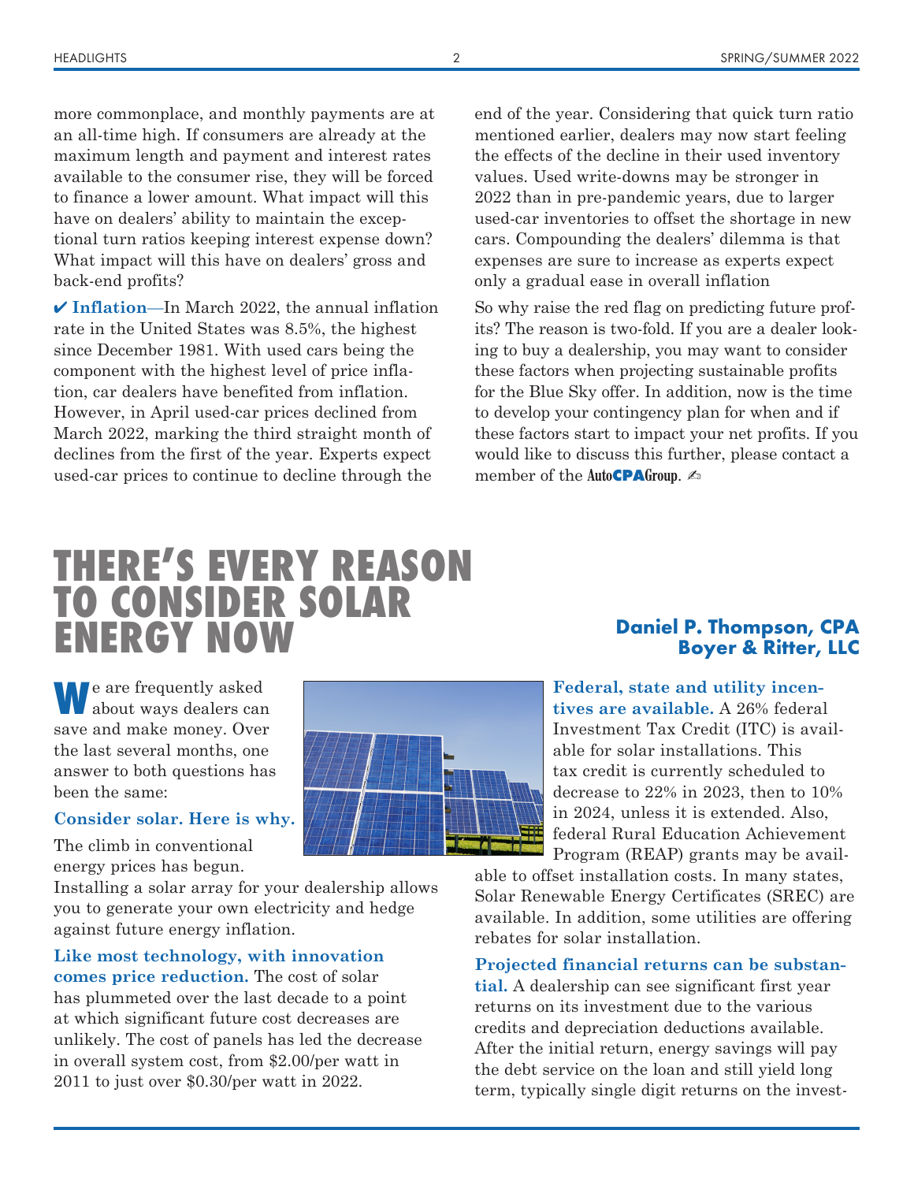more commonplace, and monthly payments are at an all-time high. If consumers are already at the maximum length and payment and interest rates available to the consumer rise, they will be forced to finance a lower amount. What impact will this have on dealers' ability to maintain the exceptional turn ratios keeping interest expense down? What impact will this have on dealers' gross and back-end profits?

✔ **Inflation**—In March 2022, the annual inflation rate in the United States was 8.5%, the highest since December 1981. With used cars being the component with the highest level of price inflation, car dealers have benefited from inflation. However, in April used-car prices declined from March 2022, marking the third straight month of declines from the first of the year. Experts expect used-car prices to continue to decline through the end of the year. Considering that quick turn ratio mentioned earlier, dealers may now start feeling the effects of the decline in their used inventory values. Used write-downs may be stronger in 2022 than in pre-pandemic years, due to larger used-car inventories to offset the shortage in new cars. Compounding the dealers' dilemma is that expenses are sure to increase as experts expect only a gradual ease in overall inflation

So why raise the red flag on predicting future profits? The reason is two-fold. If you are a dealer looking to buy a dealership, you may want to consider these factors when projecting sustainable profits for the Blue Sky offer. In addition, now is the time to develop your contingency plan for when and if these factors start to impact your net profits. If you would like to discuss this further, please contact a member of the AutoCPAGroup. ✍

# THERE'S EVERY REASON TO CONSIDER SOLAR ENERGY NOW

**Daniel P. Thompson, CPA**
**Boyer & Ritter, LLC**

We are frequently asked about ways dealers can save and make money. Over the last several months, one answer to both questions has been the same:

**Consider solar. Here is why.**

The climb in conventional energy prices has begun. Installing a solar array for your dealership allows you to generate your own electricity and hedge against future energy inflation.

**Like most technology, with innovation comes price reduction.** The cost of solar has plummeted over the last decade to a point at which significant future cost decreases are unlikely. The cost of panels has led the decrease in overall system cost, from $2.00/per watt in 2011 to just over $0.30/per watt in 2022.

**Federal, state and utility incentives are available.** A 26% federal Investment Tax Credit (ITC) is available for solar installations. This tax credit is currently scheduled to decrease to 22% in 2023, then to 10% in 2024, unless it is extended. Also, federal Rural Education Achievement Program (REAP) grants may be available to offset installation costs. In many states, Solar Renewable Energy Certificates (SREC) are available. In addition, some utilities are offering rebates for solar installation.

**Projected financial returns can be substantial.** A dealership can see significant first year returns on its investment due to the various credits and depreciation deductions available. After the initial return, energy savings will pay the debt service on the loan and still yield long term, typically single digit returns on the invest-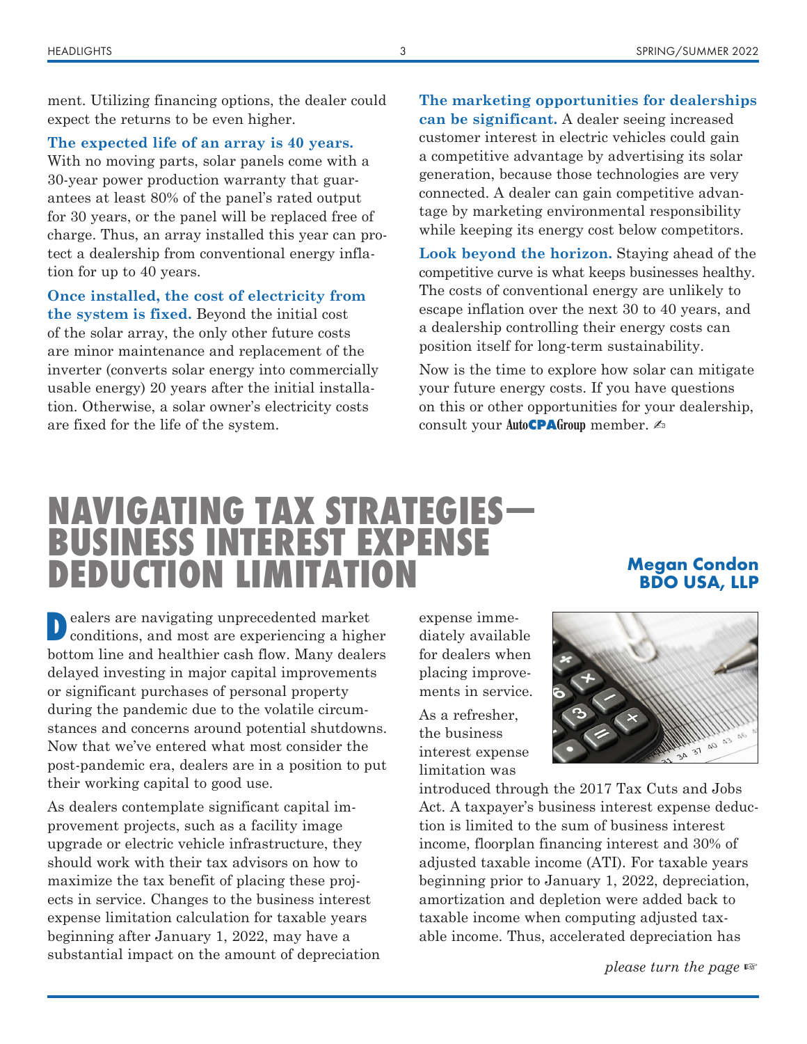ment. Utilizing financing options, the dealer could expect the returns to be even higher.

**The expected life of an array is 40 years.** With no moving parts, solar panels come with a 30-year power production warranty that guarantees at least 80% of the panel's rated output for 30 years, or the panel will be replaced free of charge. Thus, an array installed this year can protect a dealership from conventional energy inflation for up to 40 years.

**Once installed, the cost of electricity from the system is fixed.** Beyond the initial cost of the solar array, the only other future costs are minor maintenance and replacement of the inverter (converts solar energy into commercially usable energy) 20 years after the initial installation. Otherwise, a solar owner's electricity costs are fixed for the life of the system.

**The marketing opportunities for dealerships can be significant.** A dealer seeing increased customer interest in electric vehicles could gain a competitive advantage by advertising its solar generation, because those technologies are very connected. A dealer can gain competitive advantage by marketing environmental responsibility while keeping its energy cost below competitors.

**Look beyond the horizon.** Staying ahead of the competitive curve is what keeps businesses healthy. The costs of conventional energy are unlikely to escape inflation over the next 30 to 40 years, and a dealership controlling their energy costs can position itself for long-term sustainability.

Now is the time to explore how solar can mitigate your future energy costs. If you have questions on this or other opportunities for your dealership, consult your AutoCPAGroup member. ✍

# NAVIGATING TAX STRATEGIES—BUSINESS INTEREST EXPENSE DEDUCTION LIMITATION

**Megan Condon**
**BDO USA, LLP**

Dealers are navigating unprecedented market conditions, and most are experiencing a higher bottom line and healthier cash flow. Many dealers delayed investing in major capital improvements or significant purchases of personal property during the pandemic due to the volatile circumstances and concerns around potential shutdowns. Now that we've entered what most consider the post-pandemic era, dealers are in a position to put their working capital to good use.

As dealers contemplate significant capital improvement projects, such as a facility image upgrade or electric vehicle infrastructure, they should work with their tax advisors on how to maximize the tax benefit of placing these projects in service. Changes to the business interest expense limitation calculation for taxable years beginning after January 1, 2022, may have a substantial impact on the amount of depreciation expense immediately available for dealers when placing improvements in service.

As a refresher, the business interest expense limitation was introduced through the 2017 Tax Cuts and Jobs Act. A taxpayer's business interest expense deduction is limited to the sum of business interest income, floorplan financing interest and 30% of adjusted taxable income (ATI). For taxable years beginning prior to January 1, 2022, depreciation, amortization and depletion were added back to taxable income when computing adjusted taxable income. Thus, accelerated depreciation has

*please turn the page* ☞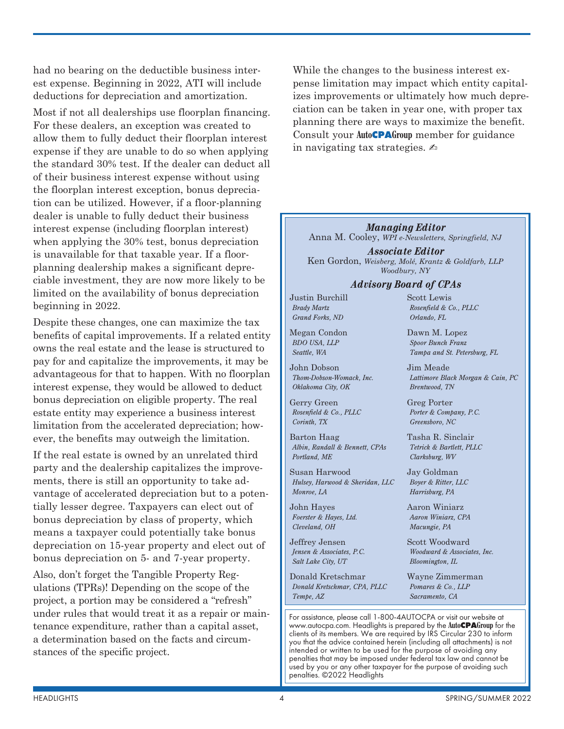had no bearing on the deductible business interest expense. Beginning in 2022, ATI will include deductions for depreciation and amortization.

Most if not all dealerships use floorplan financing. For these dealers, an exception was created to allow them to fully deduct their floorplan interest expense if they are unable to do so when applying the standard 30% test. If the dealer can deduct all of their business interest expense without using the floorplan interest exception, bonus depreciation can be utilized. However, if a floor-planning dealer is unable to fully deduct their business interest expense (including floorplan interest) when applying the 30% test, bonus depreciation is unavailable for that taxable year. If a floor-planning dealership makes a significant depreciable investment, they are now more likely to be limited on the availability of bonus depreciation beginning in 2022.

Despite these changes, one can maximize the tax benefits of capital improvements. If a related entity owns the real estate and the lease is structured to pay for and capitalize the improvements, it may be advantageous for that to happen. With no floorplan interest expense, they would be allowed to deduct bonus depreciation on eligible property. The real estate entity may experience a business interest limitation from the accelerated depreciation; however, the benefits may outweigh the limitation.

If the real estate is owned by an unrelated third party and the dealership capitalizes the improvements, there is still an opportunity to take advantage of accelerated depreciation but to a potentially lesser degree. Taxpayers can elect out of bonus depreciation by class of property, which means a taxpayer could potentially take bonus depreciation on 15-year property and elect out of bonus depreciation on 5- and 7-year property.

Also, don't forget the Tangible Property Regulations (TPRs)! Depending on the scope of the project, a portion may be considered a "refresh" under rules that would treat it as a repair or maintenance expenditure, rather than a capital asset, a determination based on the facts and circumstances of the specific project.

While the changes to the business interest expense limitation may impact which entity capitalizes improvements or ultimately how much depreciation can be taken in year one, with proper tax planning there are ways to maximize the benefit. Consult your **AutoCPAGroup** member for guidance in navigating tax strategies. ✍

***Managing Editor***
Anna M. Cooley, *WPI e-Newsletters, Springfield, NJ*

***Associate Editor***
Ken Gordon, *Weisberg, Molé, Krantz & Goldfarb, LLP Woodbury, NY*

***Advisory Board of CPAs***

Justin Burchill
*Brady Martz*
*Grand Forks, ND*

Megan Condon
*BDO USA, LLP*
*Seattle, WA*

John Dobson
*Thom-Dobson-Womack, Inc.*
*Oklahoma City, OK*

Gerry Green
*Rosenfield & Co., PLLC*
*Corinth, TX*

Barton Haag
*Albin, Randall & Bennett, CPAs*
*Portland, ME*

Susan Harwood
*Hulsey, Harwood & Sheridan, LLC*
*Monroe, LA*

John Hayes
*Foerster & Hayes, Ltd.*
*Cleveland, OH*

Jeffrey Jensen
*Jensen & Associates, P.C.*
*Salt Lake City, UT*

Donald Kretschmar
*Donald Kretschmar, CPA, PLLC*
*Tempe, AZ*

Scott Lewis
*Rosenfield & Co., PLLC*
*Orlando, FL*

Dawn M. Lopez
*Spoor Bunch Franz*
*Tampa and St. Petersburg, FL*

Jim Meade
*Lattimore Black Morgan & Cain, PC*
*Brentwood, TN*

Greg Porter
*Porter & Company, P.C.*
*Greensboro, NC*

Tasha R. Sinclair
*Tetrick & Bartlett, PLLC*
*Clarksburg, WV*

Jay Goldman
*Boyer & Ritter, LLC*
*Harrisburg, PA*

Aaron Winiarz
*Aaron Winiarz, CPA*
*Macungie, PA*

Scott Woodward
*Woodward & Associates, Inc.*
*Bloomington, IL*

Wayne Zimmerman
*Pomares & Co., LLP*
*Sacramento, CA*

For assistance, please call 1-800-4AUTOCPA or visit our website at www.autocpa.com. Headlights is prepared by the **AutoCPAGroup** for the clients of its members. We are required by IRS Circular 230 to inform you that the advice contained herein (including all attachments) is not intended or written to be used for the purpose of avoiding any penalties that may be imposed under federal tax law and cannot be used by you or any other taxpayer for the purpose of avoiding such penalties. ©2022 Headlights